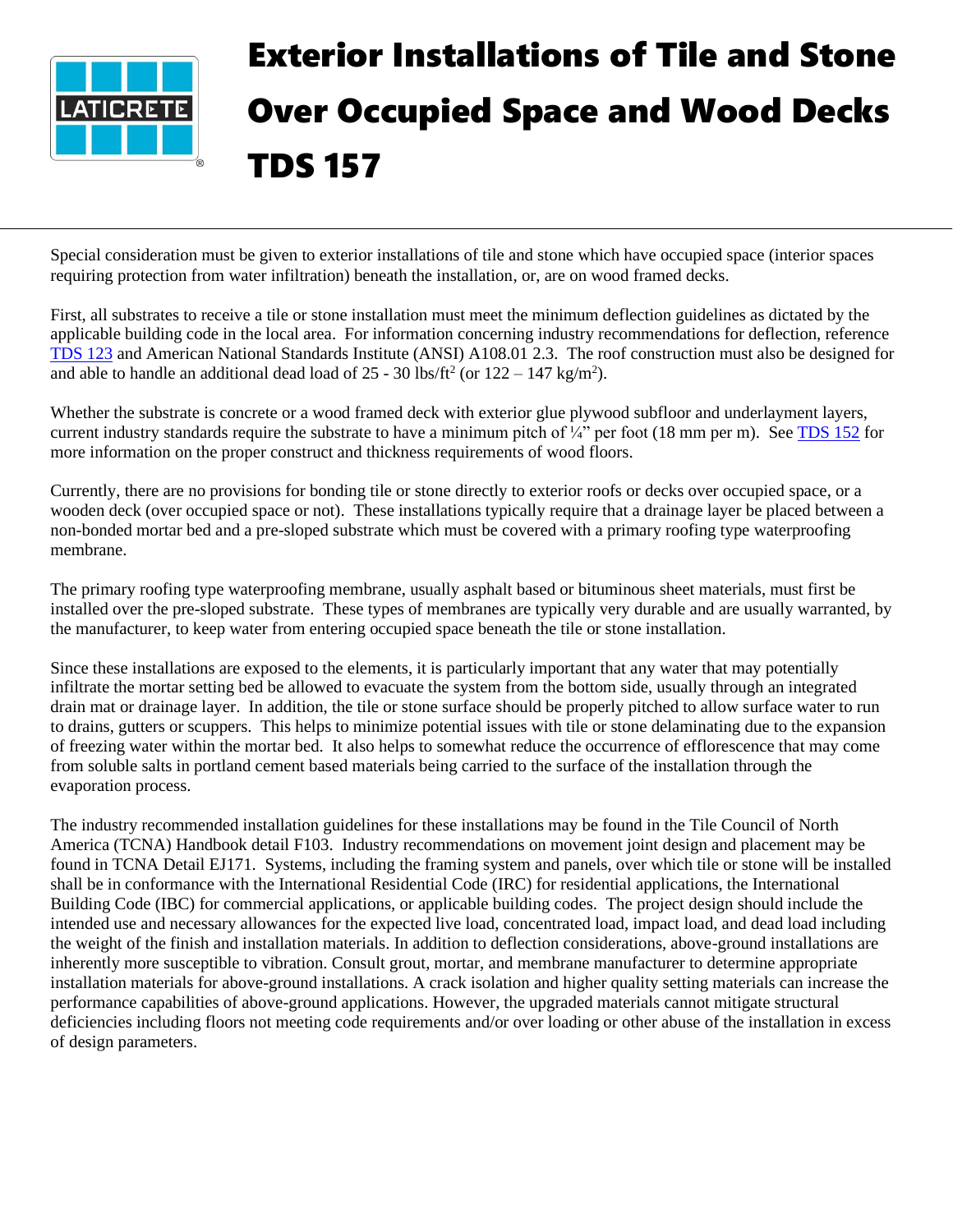# Exterior Installations of Tile and Stone Over Occupied Space and Wood Decks TDS 157

Special consideration must be given to exterior installations of tile and stone which have occupied space (interior spaces requiring protection from water infiltration) beneath the installation, or, are on wood framed decks.

First, all substrates to receive a tile or stone installation must meet the minimum deflection guidelines as dictated by the applicable building code in the local area. For information concerning industry recommendations for deflection, reference TDS 123 and American National Standards Institute (ANSI) A108.01 2.3. The roof construction must also be designed for and able to handle an additional dead load of 25 - 30 lbs/ft$^2$ (or 122 – 147 kg/m$^2$).

Whether the substrate is concrete or a wood framed deck with exterior glue plywood subfloor and underlayment layers, current industry standards require the substrate to have a minimum pitch of ¼" per foot (18 mm per m). See TDS 152 for more information on the proper construct and thickness requirements of wood floors.

Currently, there are no provisions for bonding tile or stone directly to exterior roofs or decks over occupied space, or a wooden deck (over occupied space or not). These installations typically require that a drainage layer be placed between a non-bonded mortar bed and a pre-sloped substrate which must be covered with a primary roofing type waterproofing membrane.

The primary roofing type waterproofing membrane, usually asphalt based or bituminous sheet materials, must first be installed over the pre-sloped substrate. These types of membranes are typically very durable and are usually warranted, by the manufacturer, to keep water from entering occupied space beneath the tile or stone installation.

Since these installations are exposed to the elements, it is particularly important that any water that may potentially infiltrate the mortar setting bed be allowed to evacuate the system from the bottom side, usually through an integrated drain mat or drainage layer. In addition, the tile or stone surface should be properly pitched to allow surface water to run to drains, gutters or scuppers. This helps to minimize potential issues with tile or stone delaminating due to the expansion of freezing water within the mortar bed. It also helps to somewhat reduce the occurrence of efflorescence that may come from soluble salts in portland cement based materials being carried to the surface of the installation through the evaporation process.

The industry recommended installation guidelines for these installations may be found in the Tile Council of North America (TCNA) Handbook detail F103. Industry recommendations on movement joint design and placement may be found in TCNA Detail EJ171. Systems, including the framing system and panels, over which tile or stone will be installed shall be in conformance with the International Residential Code (IRC) for residential applications, the International Building Code (IBC) for commercial applications, or applicable building codes. The project design should include the intended use and necessary allowances for the expected live load, concentrated load, impact load, and dead load including the weight of the finish and installation materials. In addition to deflection considerations, above-ground installations are inherently more susceptible to vibration. Consult grout, mortar, and membrane manufacturer to determine appropriate installation materials for above-ground installations. A crack isolation and higher quality setting materials can increase the performance capabilities of above-ground applications. However, the upgraded materials cannot mitigate structural deficiencies including floors not meeting code requirements and/or over loading or other abuse of the installation in excess of design parameters.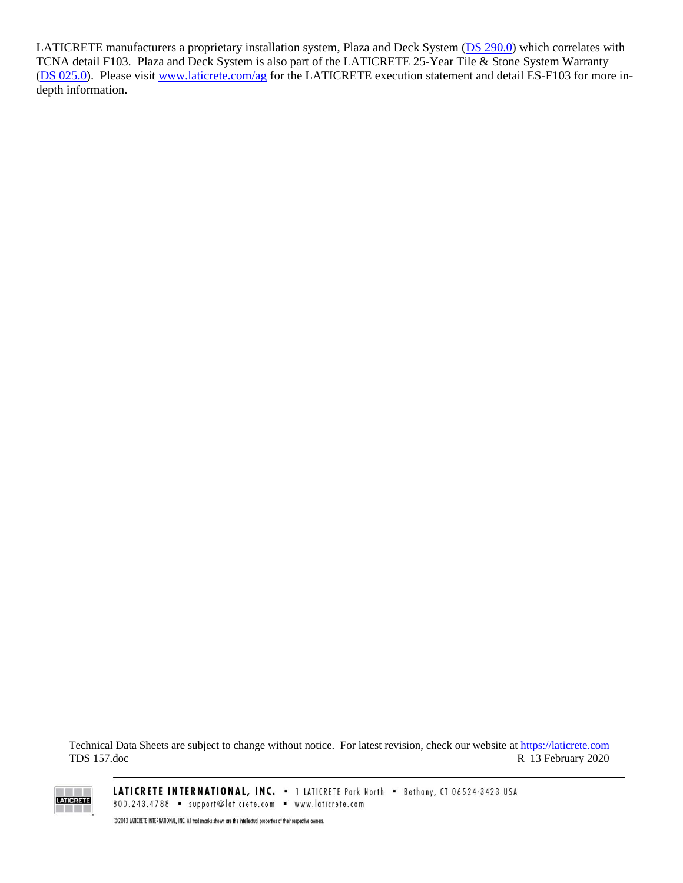LATICRETE manufacturers a proprietary installation system, Plaza and Deck System ([DS 290.0]) which correlates with TCNA detail F103. Plaza and Deck System is also part of the LATICRETE 25-Year Tile & Stone System Warranty ([DS 025.0]). Please visit [www.laticrete.com/ag] for the LATICRETE execution statement and detail ES-F103 for more in-depth information.

Technical Data Sheets are subject to change without notice. For latest revision, check our website at https://laticrete.com
TDS 157.doc R 13 February 2020

**LATICRETE INTERNATIONAL, INC.** ▪ 1 LATICRETE Park North ▪ Bethany, CT 06524-3423 USA
800.243.4788 ▪ support@laticrete.com ▪ www.laticrete.com

©2013 LATICRETE INTERNATIONAL, INC. All trademarks shown are the intellectual properties of their respective owners.